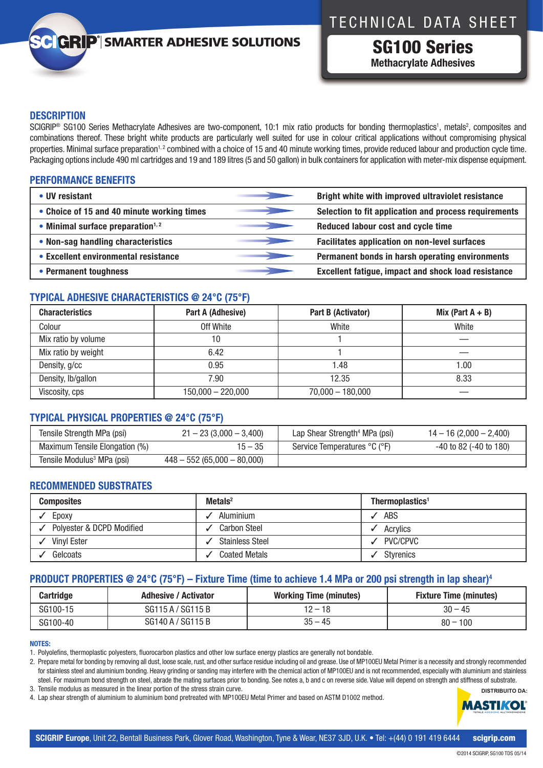SCIGRIP® | SMARTER ADHESIVE SOLUTIONS

# TECHNICAL DATA SHEET

## SG100 Series

**Methacrylate Adhesives**

## DESCRIPTION

SCIGRIP® SG100 Series Methacrylate Adhesives are two-component, 10:1 mix ratio products for bonding thermoplastics[1], metals[2], composites and combinations thereof. These bright white products are particularly well suited for use in colour critical applications without compromising physical properties. Minimal surface preparation[1, 2] combined with a choice of 15 and 40 minute working times, provide reduced labour and production cycle time. Packaging options include 490 ml cartridges and 19 and 189 litres (5 and 50 gallon) in bulk containers for application with meter-mix dispense equipment.

## PERFORMANCE BENEFITS

| Benefit | | Result |
|---|---|---|
| • UV resistant | → | Bright white with improved ultraviolet resistance |
| • Choice of 15 and 40 minute working times | → | Selection to fit application and process requirements |
| • Minimal surface preparation[1, 2] | → | Reduced labour cost and cycle time |
| • Non-sag handling characteristics | → | Facilitates application on non-level surfaces |
| • Excellent environmental resistance | → | Permanent bonds in harsh operating environments |
| • Permanent toughness | → | Excellent fatigue, impact and shock load resistance |

## TYPICAL ADHESIVE CHARACTERISTICS @ 24°C (75°F)

| Characteristics | Part A (Adhesive) | Part B (Activator) | Mix (Part A + B) |
|---|---|---|---|
| Colour | Off White | White | White |
| Mix ratio by volume | 10 | 1 | — |
| Mix ratio by weight | 6.42 | 1 | — |
| Density, g/cc | 0.95 | 1.48 | 1.00 |
| Density, lb/gallon | 7.90 | 12.35 | 8.33 |
| Viscosity, cps | 150,000 – 220,000 | 70,000 – 180,000 | — |

## TYPICAL PHYSICAL PROPERTIES @ 24°C (75°F)

| Property | Value | Property | Value |
|---|---|---|---|
| Tensile Strength MPa (psi) | 21 – 23 (3,000 – 3,400) | Lap Shear Strength[4] MPa (psi) | 14 – 16 (2,000 – 2,400) |
| Maximum Tensile Elongation (%) | 15 – 35 | Service Temperatures °C (°F) | -40 to 82 (-40 to 180) |
| Tensile Modulus[3] MPa (psi) | 448 – 552 (65,000 – 80,000) | | |

## RECOMMENDED SUBSTRATES

| Composites | Metals[2] | Thermoplastics[1] |
|---|---|---|
| ✓ Epoxy | ✓ Aluminium | ✓ ABS |
| ✓ Polyester & DCPD Modified | ✓ Carbon Steel | ✓ Acrylics |
| ✓ Vinyl Ester | ✓ Stainless Steel | ✓ PVC/CPVC |
| ✓ Gelcoats | ✓ Coated Metals | ✓ Styrenics |

## PRODUCT PROPERTIES @ 24°C (75°F) – Fixture Time (time to achieve 1.4 MPa or 200 psi strength in lap shear)[4]

| Cartridge | Adhesive / Activator | Working Time (minutes) | Fixture Time (minutes) |
|---|---|---|---|
| SG100-15 | SG115 A / SG115 B | 12 – 18 | 30 – 45 |
| SG100-40 | SG140 A / SG115 B | 35 – 45 | 80 – 100 |

**NOTES:**

1. Polyolefins, thermoplastic polyesters, fluorocarbon plastics and other low surface energy plastics are generally not bondable.
2. Prepare metal for bonding by removing all dust, loose scale, rust, and other surface residue including oil and grease. Use of MP100EU Metal Primer is a necessity and strongly recommended for stainless steel and aluminium bonding. Heavy grinding or sanding may interfere with the chemical action of MP100EU and is not recommended, especially with aluminium and stainless steel. For maximum bond strength on steel, abrade the mating surfaces prior to bonding. See notes a, b and c on reverse side. Value will depend on strength and stiffness of substrate.
3. Tensile modulus as measured in the linear portion of the stress strain curve.
4. Lap shear strength of aluminium to aluminium bond pretreated with MP100EU Metal Primer and based on ASTM D1002 method.

DISTRIBUITO DA: MASTIKOL

**SCIGRIP Europe**, Unit 22, Bentall Business Park, Glover Road, Washington, Tyne & Wear, NE37 3JD, U.K. • Tel: +(44) 0 191 419 6444 **scigrip.com**

©2014 SCIGRIP, SG100 TDS 05/14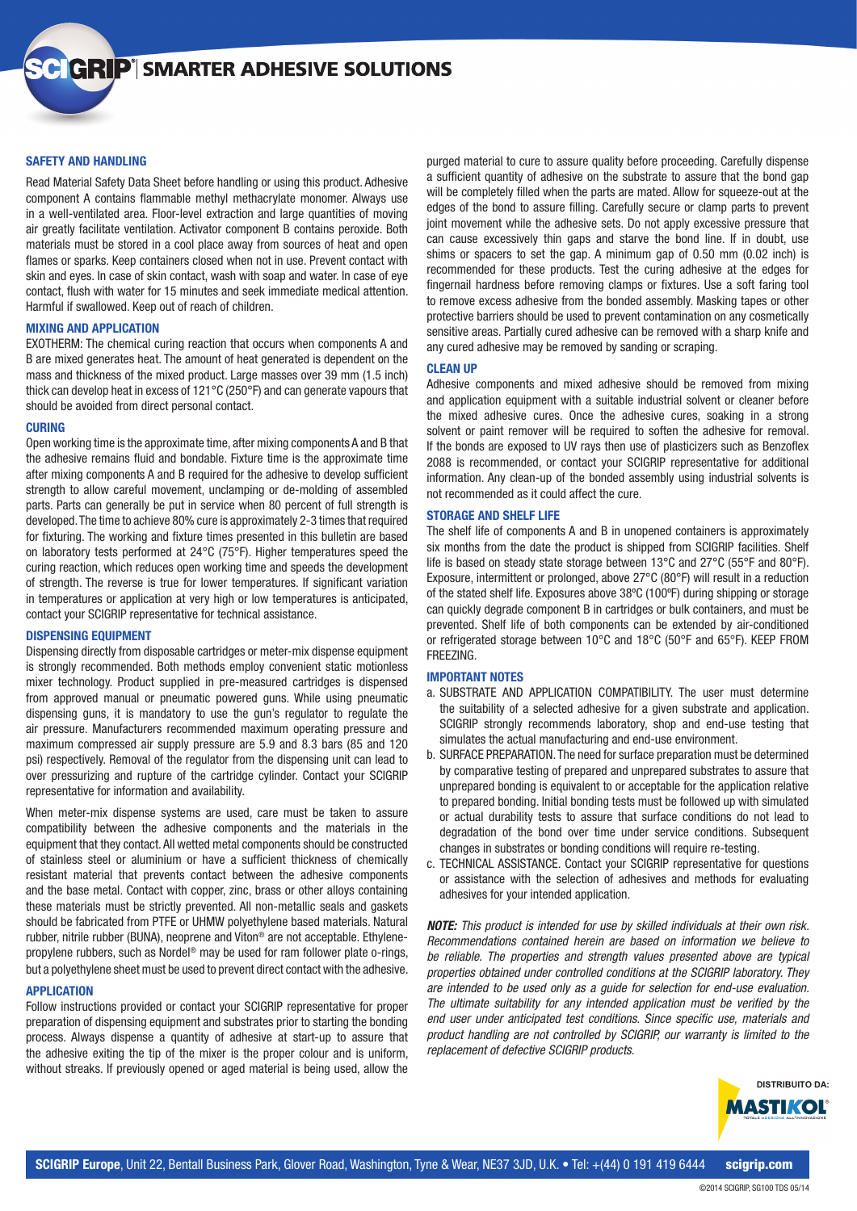SCIGRIP® | SMARTER ADHESIVE SOLUTIONS

## SAFETY AND HANDLING

Read Material Safety Data Sheet before handling or using this product. Adhesive component A contains flammable methyl methacrylate monomer. Always use in a well-ventilated area. Floor-level extraction and large quantities of moving air greatly facilitate ventilation. Activator component B contains peroxide. Both materials must be stored in a cool place away from sources of heat and open flames or sparks. Keep containers closed when not in use. Prevent contact with skin and eyes. In case of skin contact, wash with soap and water. In case of eye contact, flush with water for 15 minutes and seek immediate medical attention. Harmful if swallowed. Keep out of reach of children.

## MIXING AND APPLICATION

EXOTHERM: The chemical curing reaction that occurs when components A and B are mixed generates heat. The amount of heat generated is dependent on the mass and thickness of the mixed product. Large masses over 39 mm (1.5 inch) thick can develop heat in excess of 121°C (250°F) and can generate vapours that should be avoided from direct personal contact.

## CURING

Open working time is the approximate time, after mixing components A and B that the adhesive remains fluid and bondable. Fixture time is the approximate time after mixing components A and B required for the adhesive to develop sufficient strength to allow careful movement, unclamping or de-molding of assembled parts. Parts can generally be put in service when 80 percent of full strength is developed. The time to achieve 80% cure is approximately 2-3 times that required for fixturing. The working and fixture times presented in this bulletin are based on laboratory tests performed at 24°C (75°F). Higher temperatures speed the curing reaction, which reduces open working time and speeds the development of strength. The reverse is true for lower temperatures. If significant variation in temperatures or application at very high or low temperatures is anticipated, contact your SCIGRIP representative for technical assistance.

## DISPENSING EQUIPMENT

Dispensing directly from disposable cartridges or meter-mix dispense equipment is strongly recommended. Both methods employ convenient static motionless mixer technology. Product supplied in pre-measured cartridges is dispensed from approved manual or pneumatic powered guns. While using pneumatic dispensing guns, it is mandatory to use the gun's regulator to regulate the air pressure. Manufacturers recommended maximum operating pressure and maximum compressed air supply pressure are 5.9 and 8.3 bars (85 and 120 psi) respectively. Removal of the regulator from the dispensing unit can lead to over pressurizing and rupture of the cartridge cylinder. Contact your SCIGRIP representative for information and availability.

When meter-mix dispense systems are used, care must be taken to assure compatibility between the adhesive components and the materials in the equipment that they contact. All wetted metal components should be constructed of stainless steel or aluminium or have a sufficient thickness of chemically resistant material that prevents contact between the adhesive components and the base metal. Contact with copper, zinc, brass or other alloys containing these materials must be strictly prevented. All non-metallic seals and gaskets should be fabricated from PTFE or UHMW polyethylene based materials. Natural rubber, nitrile rubber (BUNA), neoprene and Viton® are not acceptable. Ethylene-propylene rubbers, such as Nordel® may be used for ram follower plate o-rings, but a polyethylene sheet must be used to prevent direct contact with the adhesive.

## APPLICATION

Follow instructions provided or contact your SCIGRIP representative for proper preparation of dispensing equipment and substrates prior to starting the bonding process. Always dispense a quantity of adhesive at start-up to assure that the adhesive exiting the tip of the mixer is the proper colour and is uniform, without streaks. If previously opened or aged material is being used, allow the purged material to cure to assure quality before proceeding. Carefully dispense a sufficient quantity of adhesive on the substrate to assure that the bond gap will be completely filled when the parts are mated. Allow for squeeze-out at the edges of the bond to assure filling. Carefully secure or clamp parts to prevent joint movement while the adhesive sets. Do not apply excessive pressure that can cause excessively thin gaps and starve the bond line. If in doubt, use shims or spacers to set the gap. A minimum gap of 0.50 mm (0.02 inch) is recommended for these products. Test the curing adhesive at the edges for fingernail hardness before removing clamps or fixtures. Use a soft faring tool to remove excess adhesive from the bonded assembly. Masking tapes or other protective barriers should be used to prevent contamination on any cosmetically sensitive areas. Partially cured adhesive can be removed with a sharp knife and any cured adhesive may be removed by sanding or scraping.

## CLEAN UP

Adhesive components and mixed adhesive should be removed from mixing and application equipment with a suitable industrial solvent or cleaner before the mixed adhesive cures. Once the adhesive cures, soaking in a strong solvent or paint remover will be required to soften the adhesive for removal. If the bonds are exposed to UV rays then use of plasticizers such as Benzoflex 2088 is recommended, or contact your SCIGRIP representative for additional information. Any clean-up of the bonded assembly using industrial solvents is not recommended as it could affect the cure.

## STORAGE AND SHELF LIFE

The shelf life of components A and B in unopened containers is approximately six months from the date the product is shipped from SCIGRIP facilities. Shelf life is based on steady state storage between 13°C and 27°C (55°F and 80°F). Exposure, intermittent or prolonged, above 27°C (80°F) will result in a reduction of the stated shelf life. Exposures above 38ºC (100ºF) during shipping or storage can quickly degrade component B in cartridges or bulk containers, and must be prevented. Shelf life of both components can be extended by air-conditioned or refrigerated storage between 10°C and 18°C (50°F and 65°F). KEEP FROM FREEZING.

## IMPORTANT NOTES

a. SUBSTRATE AND APPLICATION COMPATIBILITY. The user must determine the suitability of a selected adhesive for a given substrate and application. SCIGRIP strongly recommends laboratory, shop and end-use testing that simulates the actual manufacturing and end-use environment.

b. SURFACE PREPARATION. The need for surface preparation must be determined by comparative testing of prepared and unprepared substrates to assure that unprepared bonding is equivalent to or acceptable for the application relative to prepared bonding. Initial bonding tests must be followed up with simulated or actual durability tests to assure that surface conditions do not lead to degradation of the bond over time under service conditions. Subsequent changes in substrates or bonding conditions will require re-testing.

c. TECHNICAL ASSISTANCE. Contact your SCIGRIP representative for questions or assistance with the selection of adhesives and methods for evaluating adhesives for your intended application.

***NOTE:*** *This product is intended for use by skilled individuals at their own risk. Recommendations contained herein are based on information we believe to be reliable. The properties and strength values presented above are typical properties obtained under controlled conditions at the SCIGRIP laboratory. They are intended to be used only as a guide for selection for end-use evaluation. The ultimate suitability for any intended application must be verified by the end user under anticipated test conditions. Since specific use, materials and product handling are not controlled by SCIGRIP, our warranty is limited to the replacement of defective SCIGRIP products.*

DISTRIBUITO DA: MASTIKOL

**SCIGRIP Europe**, Unit 22, Bentall Business Park, Glover Road, Washington, Tyne & Wear, NE37 3JD, U.K. • Tel: +(44) 0 191 419 6444 **scigrip.com**

©2014 SCIGRIP, SG100 TDS 05/14